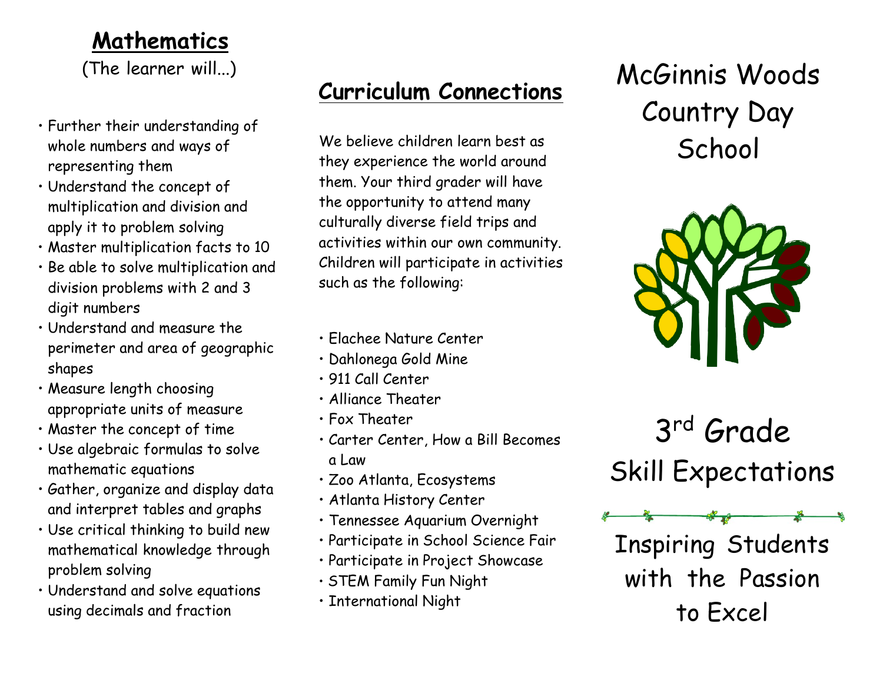## Mathematics

(The learner will...)

- Further their understanding of whole numbers and ways of representing them
- Understand the concept of multiplication and division and apply it to problem solving
- Master multiplication facts to 10
- Be able to solve multiplication and division problems with 2 and 3 digit numbers
- Understand and measure the perimeter and area of geographic shapes
- Measure length choosing appropriate units of measure
- Master the concept of time
- Use algebraic formulas to solve mathematic equations
- Gather, organize and display data and interpret tables and graphs
- Use critical thinking to build new mathematical knowledge through problem solving
- Understand and solve equations using decimals and fraction

## Curriculum Connections

We believe children learn best as they experience the world around them. Your third grader will have the opportunity to attend many culturally diverse field trips and activities within our own community. Children will participate in activities such as the following:

- Elachee Nature Center
- Dahlonega Gold Mine
- 911 Call Center
- Alliance Theater
- Fox Theater
- Carter Center, How a Bill Becomes a Law
- Zoo Atlanta, Ecosystems
- Atlanta History Center
- Tennessee Aquarium Overnight
- Participate in School Science Fair
- Participate in Project Showcase
- STEM Family Fun Night
- International Night

# McGinnis Woods Country Day School

# 3rd Grade Skill Expectations

Inspiring Students with the Passion to Excel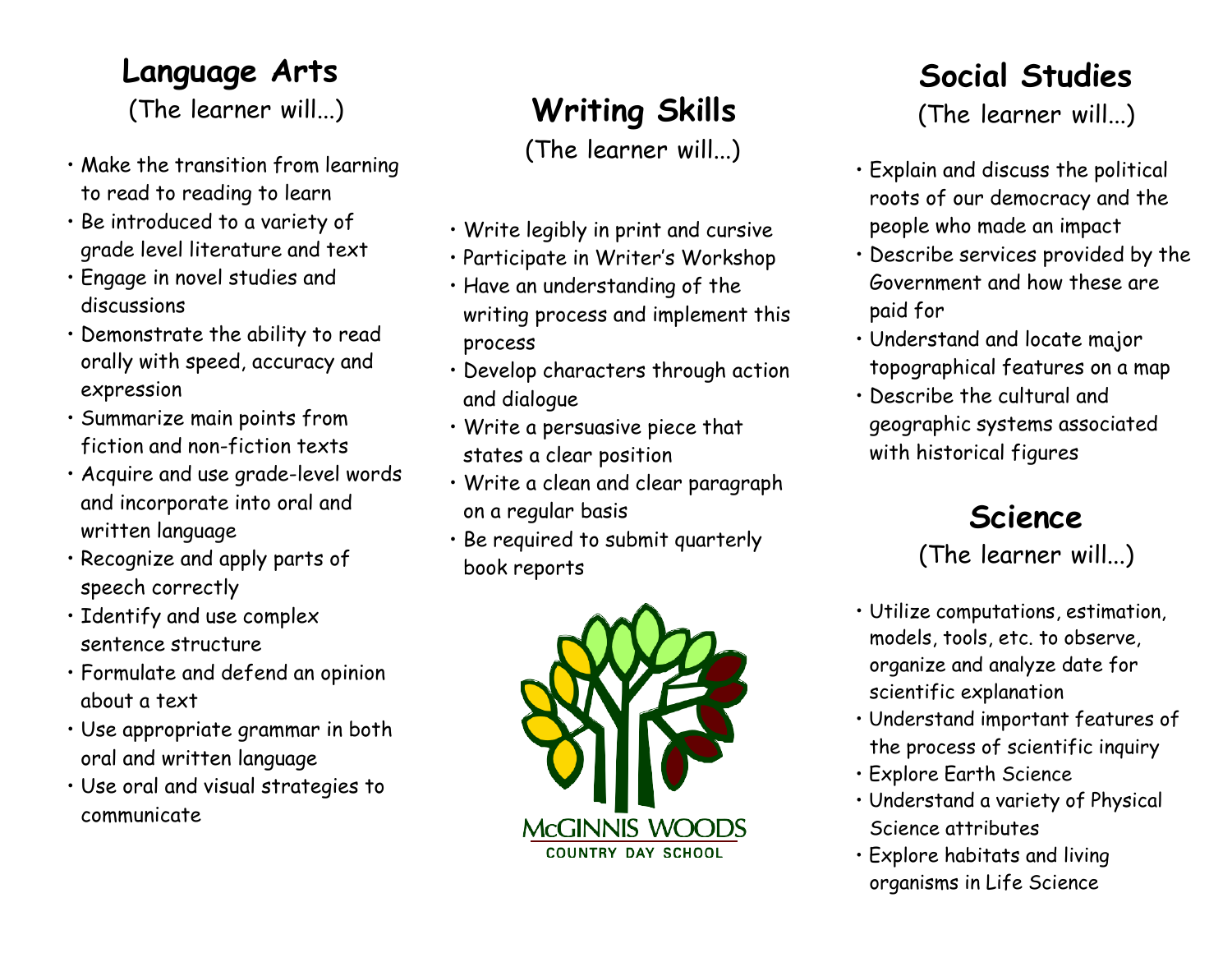## Language Arts

(The learner will...)

- Make the transition from learning to read to reading to learn
- Be introduced to a variety of grade level literature and text
- Engage in novel studies and discussions
- Demonstrate the ability to read orally with speed, accuracy and expression
- Summarize main points from fiction and non-fiction texts
- Acquire and use grade-level words and incorporate into oral and written language
- Recognize and apply parts of speech correctly
- Identify and use complex sentence structure
- Formulate and defend an opinion about a text
- Use appropriate grammar in both oral and written language
- Use oral and visual strategies to communicate

## Writing Skills

(The learner will...)

- Write legibly in print and cursive
- Participate in Writer's Workshop
- Have an understanding of the writing process and implement this process
- Develop characters through action and dialogue
- Write a persuasive piece that states a clear position
- Write a clean and clear paragraph on a regular basis
- Be required to submit quarterly book reports

McGINNIS WOODS
COUNTRY DAY SCHOOL

## Social Studies

(The learner will...)

- Explain and discuss the political roots of our democracy and the people who made an impact
- Describe services provided by the Government and how these are paid for
- Understand and locate major topographical features on a map
- Describe the cultural and geographic systems associated with historical figures

## Science

(The learner will...)

- Utilize computations, estimation, models, tools, etc. to observe, organize and analyze date for scientific explanation
- Understand important features of the process of scientific inquiry
- Explore Earth Science
- Understand a variety of Physical Science attributes
- Explore habitats and living organisms in Life Science